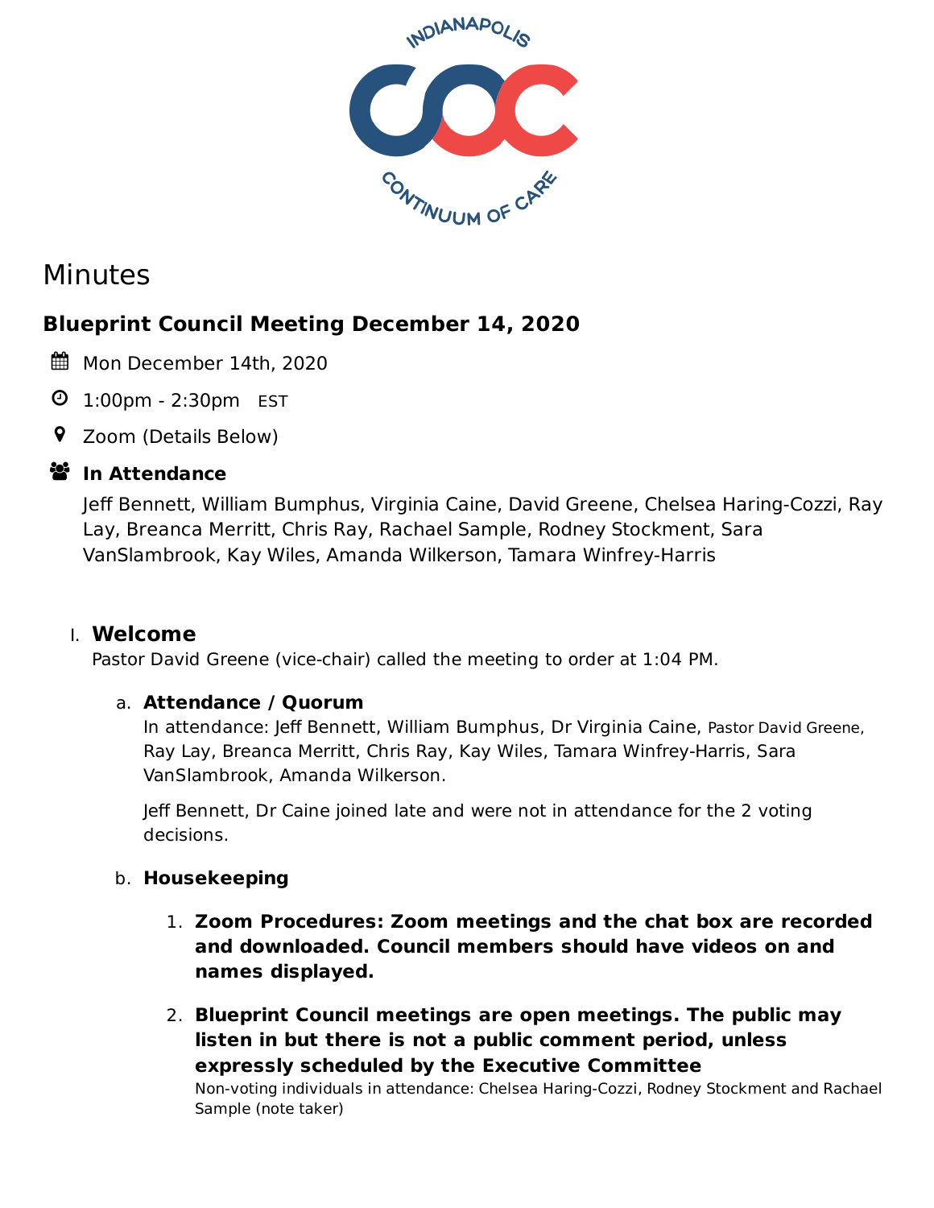# Minutes

## Blueprint Council Meeting December 14, 2020

Mon December 14th, 2020

1:00pm - 2:30pm EST

Zoom (Details Below)

**In Attendance**

Jeff Bennett, William Bumphus, Virginia Caine, David Greene, Chelsea Haring-Cozzi, Ray Lay, Breanca Merritt, Chris Ray, Rachael Sample, Rodney Stockment, Sara VanSlambrook, Kay Wiles, Amanda Wilkerson, Tamara Winfrey-Harris

I. **Welcome**

Pastor David Greene (vice-chair) called the meeting to order at 1:04 PM.

a. **Attendance / Quorum**

In attendance: Jeff Bennett, William Bumphus, Dr Virginia Caine, Pastor David Greene, Ray Lay, Breanca Merritt, Chris Ray, Kay Wiles, Tamara Winfrey-Harris, Sara VanSlambrook, Amanda Wilkerson.

Jeff Bennett, Dr Caine joined late and were not in attendance for the 2 voting decisions.

b. **Housekeeping**

1. **Zoom Procedures: Zoom meetings and the chat box are recorded and downloaded. Council members should have videos on and names displayed.**

2. **Blueprint Council meetings are open meetings. The public may listen in but there is not a public comment period, unless expressly scheduled by the Executive Committee**

Non-voting individuals in attendance: Chelsea Haring-Cozzi, Rodney Stockment and Rachael Sample (note taker)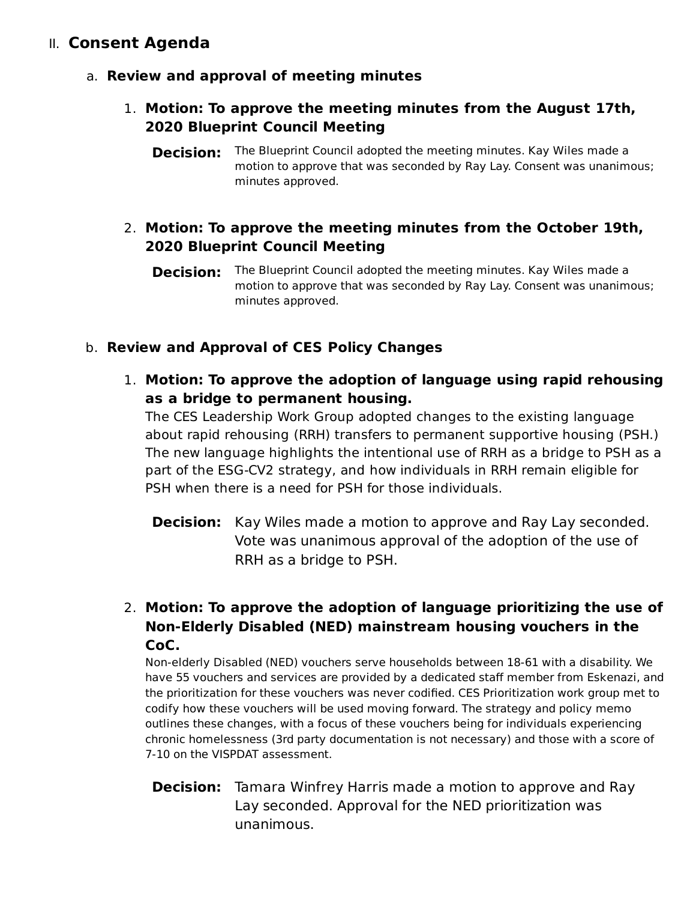## II. Consent Agenda

### a. Review and approval of meeting minutes

1. **Motion: To approve the meeting minutes from the August 17th, 2020 Blueprint Council Meeting**

   **Decision:** The Blueprint Council adopted the meeting minutes. Kay Wiles made a motion to approve that was seconded by Ray Lay. Consent was unanimous; minutes approved.

2. **Motion: To approve the meeting minutes from the October 19th, 2020 Blueprint Council Meeting**

   **Decision:** The Blueprint Council adopted the meeting minutes. Kay Wiles made a motion to approve that was seconded by Ray Lay. Consent was unanimous; minutes approved.

### b. Review and Approval of CES Policy Changes

1. **Motion: To approve the adoption of language using rapid rehousing as a bridge to permanent housing.**
   The CES Leadership Work Group adopted changes to the existing language about rapid rehousing (RRH) transfers to permanent supportive housing (PSH.) The new language highlights the intentional use of RRH as a bridge to PSH as a part of the ESG-CV2 strategy, and how individuals in RRH remain eligible for PSH when there is a need for PSH for those individuals.

   **Decision:** Kay Wiles made a motion to approve and Ray Lay seconded. Vote was unanimous approval of the adoption of the use of RRH as a bridge to PSH.

2. **Motion: To approve the adoption of language prioritizing the use of Non-Elderly Disabled (NED) mainstream housing vouchers in the CoC.**
   Non-elderly Disabled (NED) vouchers serve households between 18-61 with a disability. We have 55 vouchers and services are provided by a dedicated staff member from Eskenazi, and the prioritization for these vouchers was never codified. CES Prioritization work group met to codify how these vouchers will be used moving forward. The strategy and policy memo outlines these changes, with a focus of these vouchers being for individuals experiencing chronic homelessness (3rd party documentation is not necessary) and those with a score of 7-10 on the VISPDAT assessment.

   **Decision:** Tamara Winfrey Harris made a motion to approve and Ray Lay seconded. Approval for the NED prioritization was unanimous.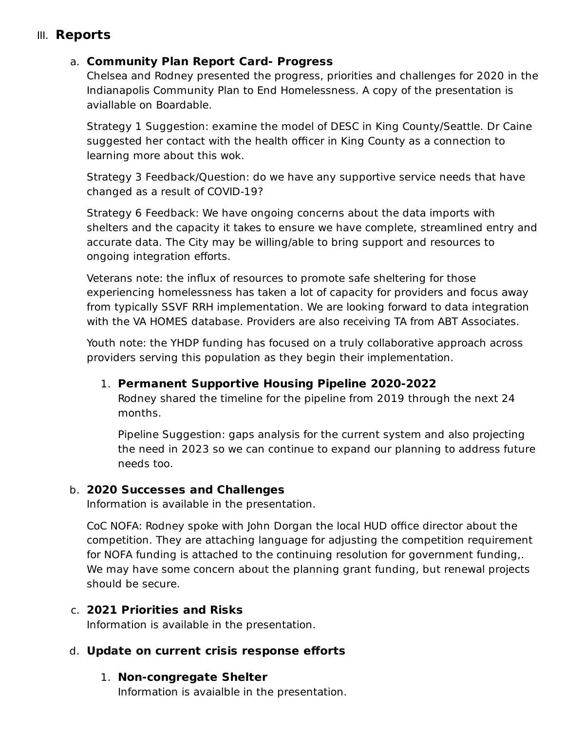## III. Reports

### a. Community Plan Report Card- Progress

Chelsea and Rodney presented the progress, priorities and challenges for 2020 in the Indianapolis Community Plan to End Homelessness. A copy of the presentation is aviallable on Boardable.

Strategy 1 Suggestion: examine the model of DESC in King County/Seattle. Dr Caine suggested her contact with the health officer in King County as a connection to learning more about this wok.

Strategy 3 Feedback/Question: do we have any supportive service needs that have changed as a result of COVID-19?

Strategy 6 Feedback: We have ongoing concerns about the data imports with shelters and the capacity it takes to ensure we have complete, streamlined entry and accurate data. The City may be willing/able to bring support and resources to ongoing integration efforts.

Veterans note: the influx of resources to promote safe sheltering for those experiencing homelessness has taken a lot of capacity for providers and focus away from typically SSVF RRH implementation. We are looking forward to data integration with the VA HOMES database. Providers are also receiving TA from ABT Associates.

Youth note: the YHDP funding has focused on a truly collaborative approach across providers serving this population as they begin their implementation.

#### 1. Permanent Supportive Housing Pipeline 2020-2022

Rodney shared the timeline for the pipeline from 2019 through the next 24 months.

Pipeline Suggestion: gaps analysis for the current system and also projecting the need in 2023 so we can continue to expand our planning to address future needs too.

### b. 2020 Successes and Challenges

Information is available in the presentation.

CoC NOFA: Rodney spoke with John Dorgan the local HUD office director about the competition. They are attaching language for adjusting the competition requirement for NOFA funding is attached to the continuing resolution for government funding,. We may have some concern about the planning grant funding, but renewal projects should be secure.

### c. 2021 Priorities and Risks

Information is available in the presentation.

### d. Update on current crisis response efforts

#### 1. Non-congregate Shelter

Information is avaialble in the presentation.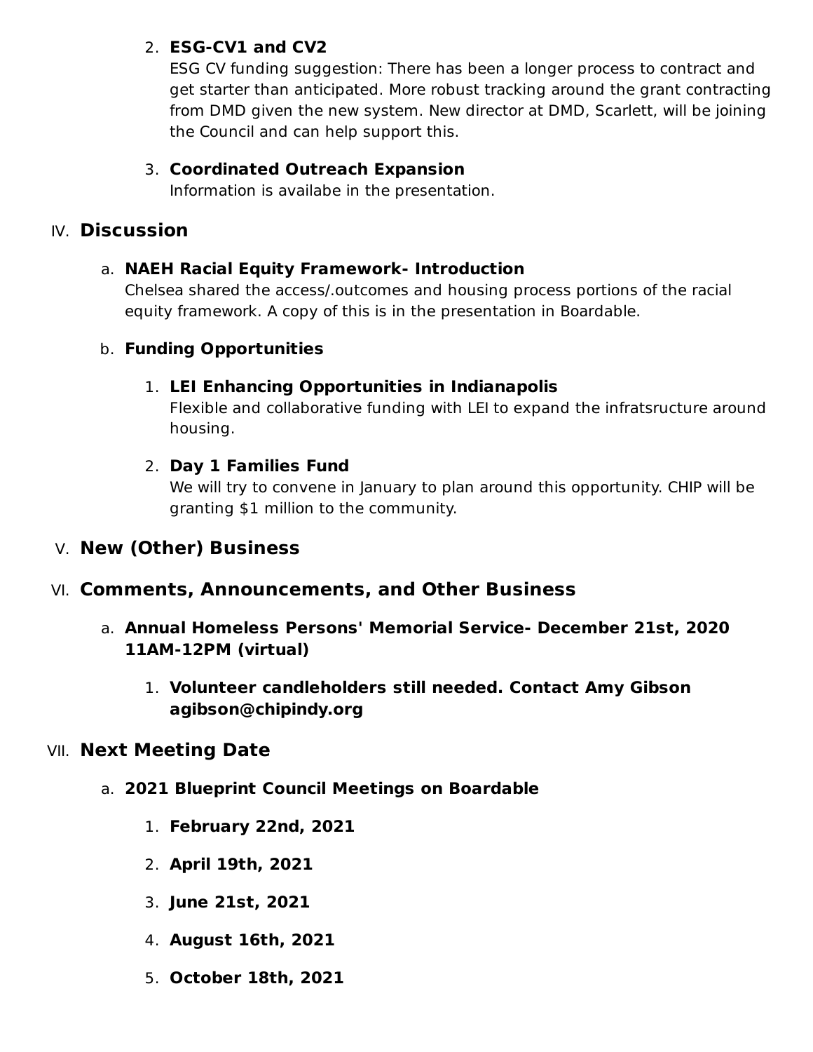2. **ESG-CV1 and CV2**
   ESG CV funding suggestion: There has been a longer process to contract and get starter than anticipated. More robust tracking around the grant contracting from DMD given the new system. New director at DMD, Scarlett, will be joining the Council and can help support this.

3. **Coordinated Outreach Expansion**
   Information is availabe in the presentation.

## IV. Discussion

a. **NAEH Racial Equity Framework- Introduction**
   Chelsea shared the access/.outcomes and housing process portions of the racial equity framework. A copy of this is in the presentation in Boardable.

b. **Funding Opportunities**

   1. **LEI Enhancing Opportunities in Indianapolis**
      Flexible and collaborative funding with LEI to expand the infratsructure around housing.

   2. **Day 1 Families Fund**
      We will try to convene in January to plan around this opportunity. CHIP will be granting $1 million to the community.

## V. New (Other) Business

## VI. Comments, Announcements, and Other Business

a. **Annual Homeless Persons' Memorial Service- December 21st, 2020 11AM-12PM (virtual)**

   1. **Volunteer candleholders still needed. Contact Amy Gibson agibson@chipindy.org**

## VII. Next Meeting Date

a. **2021 Blueprint Council Meetings on Boardable**

   1. **February 22nd, 2021**
   2. **April 19th, 2021**
   3. **June 21st, 2021**
   4. **August 16th, 2021**
   5. **October 18th, 2021**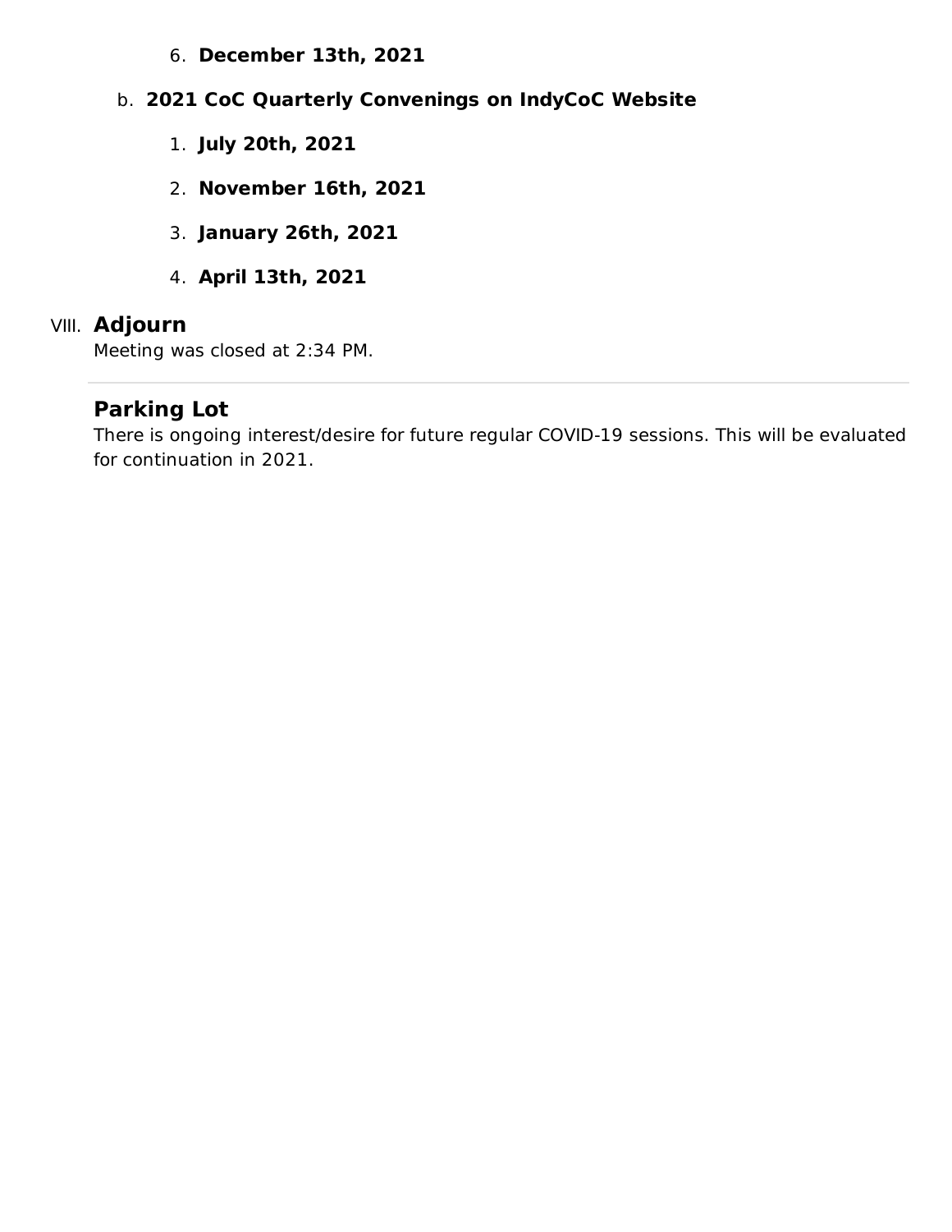6. **December 13th, 2021**

b. **2021 CoC Quarterly Convenings on IndyCoC Website**

1. **July 20th, 2021**
2. **November 16th, 2021**
3. **January 26th, 2021**
4. **April 13th, 2021**

VIII. **Adjourn**

Meeting was closed at 2:34 PM.

---

## Parking Lot

There is ongoing interest/desire for future regular COVID-19 sessions. This will be evaluated for continuation in 2021.